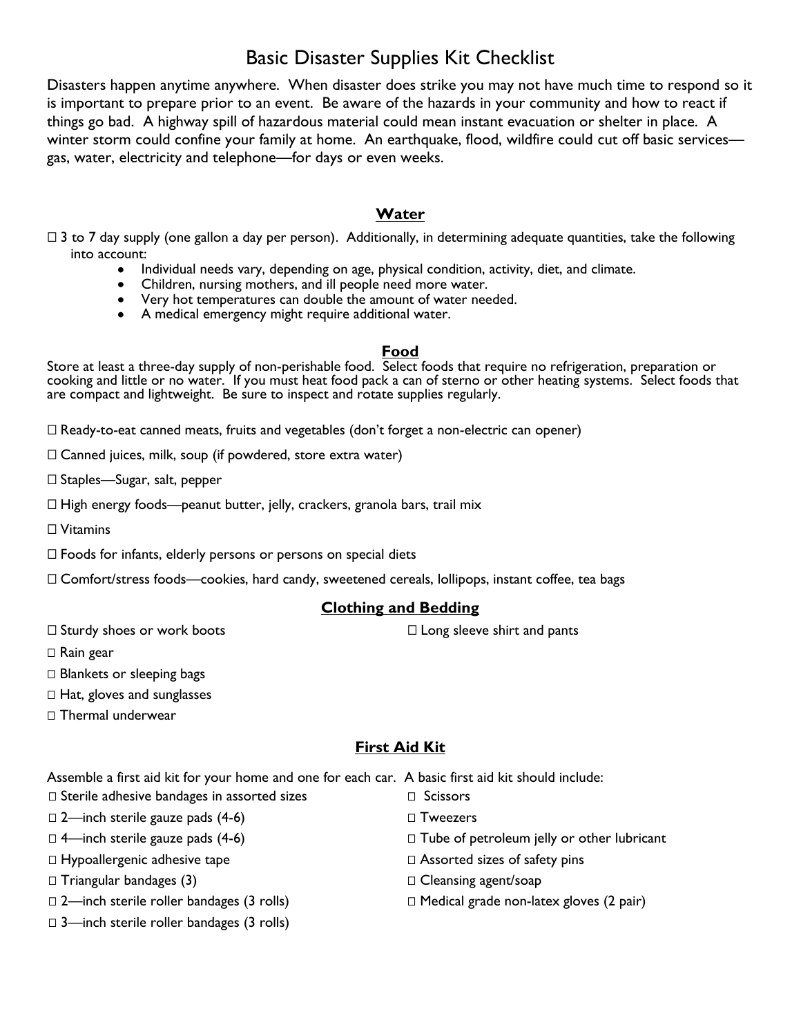# Basic Disaster Supplies Kit Checklist

Disasters happen anytime anywhere. When disaster does strike you may not have much time to respond so it is important to prepare prior to an event. Be aware of the hazards in your community and how to react if things go bad. A highway spill of hazardous material could mean instant evacuation or shelter in place. A winter storm could confine your family at home. An earthquake, flood, wildfire could cut off basic services—gas, water, electricity and telephone—for days or even weeks.

## Water

- ☐ 3 to 7 day supply (one gallon a day per person). Additionally, in determining adequate quantities, take the following into account:
  - Individual needs vary, depending on age, physical condition, activity, diet, and climate.
  - Children, nursing mothers, and ill people need more water.
  - Very hot temperatures can double the amount of water needed.
  - A medical emergency might require additional water.

## Food

Store at least a three-day supply of non-perishable food. Select foods that require no refrigeration, preparation or cooking and little or no water. If you must heat food pack a can of sterno or other heating systems. Select foods that are compact and lightweight. Be sure to inspect and rotate supplies regularly.

- ☐ Ready-to-eat canned meats, fruits and vegetables (don't forget a non-electric can opener)
- ☐ Canned juices, milk, soup (if powdered, store extra water)
- ☐ Staples—Sugar, salt, pepper
- ☐ High energy foods—peanut butter, jelly, crackers, granola bars, trail mix
- ☐ Vitamins
- ☐ Foods for infants, elderly persons or persons on special diets
- ☐ Comfort/stress foods—cookies, hard candy, sweetened cereals, lollipops, instant coffee, tea bags

## Clothing and Bedding

- ☐ Sturdy shoes or work boots
- ☐ Long sleeve shirt and pants
- ☐ Rain gear
- ☐ Blankets or sleeping bags
- ☐ Hat, gloves and sunglasses
- ☐ Thermal underwear

## First Aid Kit

Assemble a first aid kit for your home and one for each car. A basic first aid kit should include:

- ☐ Sterile adhesive bandages in assorted sizes
- ☐ 2—inch sterile gauze pads (4-6)
- ☐ 4—inch sterile gauze pads (4-6)
- ☐ Hypoallergenic adhesive tape
- ☐ Triangular bandages (3)
- ☐ 2—inch sterile roller bandages (3 rolls)
- ☐ 3—inch sterile roller bandages (3 rolls)
- ☐ Scissors
- ☐ Tweezers
- ☐ Tube of petroleum jelly or other lubricant
- ☐ Assorted sizes of safety pins
- ☐ Cleansing agent/soap
- ☐ Medical grade non-latex gloves (2 pair)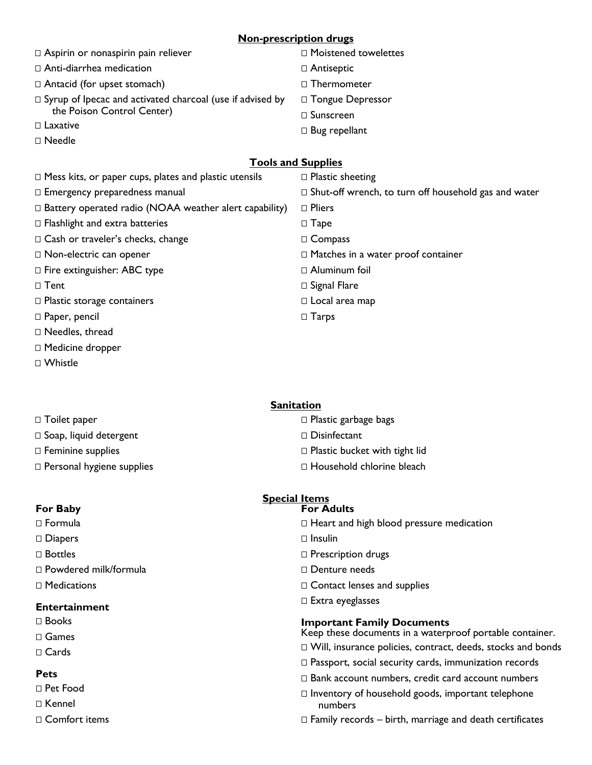## Non-prescription drugs

- □ Aspirin or nonaspirin pain reliever
- □ Anti-diarrhea medication
- □ Antacid (for upset stomach)
- □ Syrup of Ipecac and activated charcoal (use if advised by the Poison Control Center)
- □ Laxative
- □ Needle
- □ Moistened towelettes
- □ Antiseptic
- □ Thermometer
- □ Tongue Depressor
- □ Sunscreen
- □ Bug repellant

## Tools and Supplies

- □ Mess kits, or paper cups, plates and plastic utensils
- □ Emergency preparedness manual
- □ Battery operated radio (NOAA weather alert capability)
- □ Flashlight and extra batteries
- □ Cash or traveler's checks, change
- □ Non-electric can opener
- □ Fire extinguisher: ABC type
- □ Tent
- □ Plastic storage containers
- □ Paper, pencil
- □ Needles, thread
- □ Medicine dropper
- □ Whistle
- □ Plastic sheeting
- □ Shut-off wrench, to turn off household gas and water
- □ Pliers
- □ Tape
- □ Compass
- □ Matches in a water proof container
- □ Aluminum foil
- □ Signal Flare
- □ Local area map
- □ Tarps

## Sanitation

- □ Toilet paper
- □ Soap, liquid detergent
- □ Feminine supplies
- □ Personal hygiene supplies
- □ Plastic garbage bags
- □ Disinfectant
- □ Plastic bucket with tight lid
- □ Household chlorine bleach

## Special Items

### For Baby

- □ Formula
- □ Diapers
- □ Bottles
- □ Powdered milk/formula
- □ Medications

### Entertainment

- □ Books
- □ Games
- □ Cards

### Pets

- □ Pet Food
- □ Kennel
- □ Comfort items

### For Adults

- □ Heart and high blood pressure medication
- □ Insulin
- □ Prescription drugs
- □ Denture needs
- □ Contact lenses and supplies
- □ Extra eyeglasses

### Important Family Documents

Keep these documents in a waterproof portable container.

- □ Will, insurance policies, contract, deeds, stocks and bonds
- □ Passport, social security cards, immunization records
- □ Bank account numbers, credit card account numbers
- □ Inventory of household goods, important telephone numbers
- □ Family records – birth, marriage and death certificates